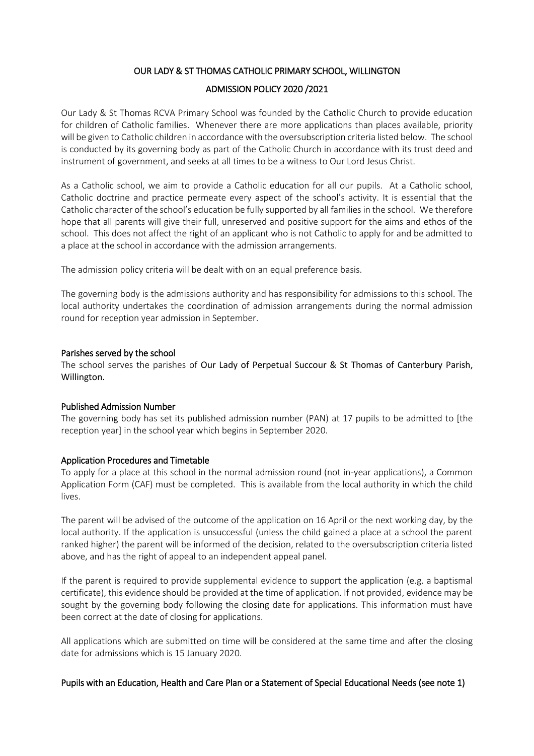# OUR LADY & ST THOMAS CATHOLIC PRIMARY SCHOOL, WILLINGTON

## ADMISSION POLICY 2020 /2021

Our Lady & St Thomas RCVA Primary School was founded by the Catholic Church to provide education for children of Catholic families. Whenever there are more applications than places available, priority will be given to Catholic children in accordance with the oversubscription criteria listed below. The school is conducted by its governing body as part of the Catholic Church in accordance with its trust deed and instrument of government, and seeks at all times to be a witness to Our Lord Jesus Christ.

As a Catholic school, we aim to provide a Catholic education for all our pupils. At a Catholic school, Catholic doctrine and practice permeate every aspect of the school's activity. It is essential that the Catholic character of the school's education be fully supported by all families in the school. We therefore hope that all parents will give their full, unreserved and positive support for the aims and ethos of the school. This does not affect the right of an applicant who is not Catholic to apply for and be admitted to a place at the school in accordance with the admission arrangements.

The admission policy criteria will be dealt with on an equal preference basis.

The governing body is the admissions authority and has responsibility for admissions to this school. The local authority undertakes the coordination of admission arrangements during the normal admission round for reception year admission in September.

### Parishes served by the school

The school serves the parishes of **Our Lady of Perpetual Succour & St Thomas of Canterbury Parish, Willington.**

### Published Admission Number

The governing body has set its published admission number (PAN) at 17 pupils to be admitted to [the reception year] in the school year which begins in September 2020.

### Application Procedures and Timetable

To apply for a place at this school in the normal admission round (not in-year applications), a Common Application Form (CAF) must be completed. This is available from the local authority in which the child lives.

The parent will be advised of the outcome of the application on 16 April or the next working day, by the local authority. If the application is unsuccessful (unless the child gained a place at a school the parent ranked higher) the parent will be informed of the decision, related to the oversubscription criteria listed above, and has the right of appeal to an independent appeal panel.

If the parent is required to provide supplemental evidence to support the application (e.g. a baptismal certificate), this evidence should be provided at the time of application. If not provided, evidence may be sought by the governing body following the closing date for applications. This information must have been correct at the date of closing for applications.

All applications which are submitted on time will be considered at the same time and after the closing date for admissions which is 15 January 2020.

### Pupils with an Education, Health and Care Plan or a Statement of Special Educational Needs (see note 1)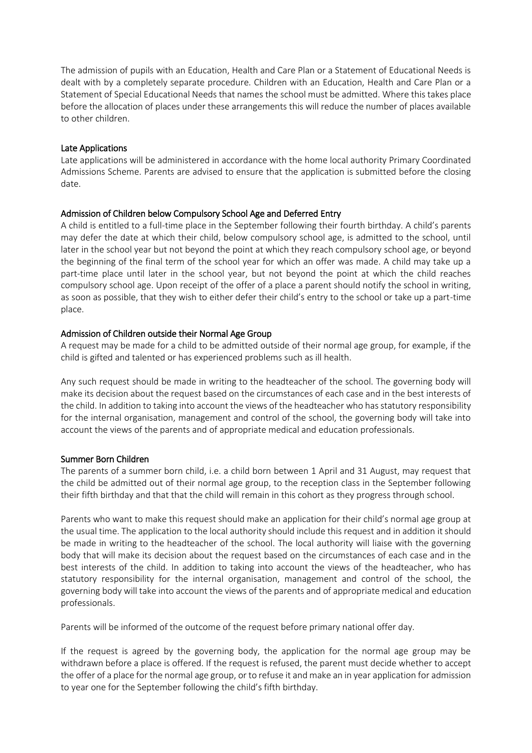The admission of pupils with an Education, Health and Care Plan or a Statement of Educational Needs is dealt with by a completely separate procedure. Children with an Education, Health and Care Plan or a Statement of Special Educational Needs that names the school must be admitted. Where this takes place before the allocation of places under these arrangements this will reduce the number of places available to other children.

## Late Applications

Late applications will be administered in accordance with the home local authority Primary Coordinated Admissions Scheme. Parents are advised to ensure that the application is submitted before the closing date.

## Admission of Children below Compulsory School Age and Deferred Entry

A child is entitled to a full-time place in the September following their fourth birthday. A child's parents may defer the date at which their child, below compulsory school age, is admitted to the school, until later in the school year but not beyond the point at which they reach compulsory school age, or beyond the beginning of the final term of the school year for which an offer was made. A child may take up a part-time place until later in the school year, but not beyond the point at which the child reaches compulsory school age. Upon receipt of the offer of a place a parent should notify the school in writing, as soon as possible, that they wish to either defer their child's entry to the school or take up a part-time place.

## Admission of Children outside their Normal Age Group

A request may be made for a child to be admitted outside of their normal age group, for example, if the child is gifted and talented or has experienced problems such as ill health.

Any such request should be made in writing to the headteacher of the school. The governing body will make its decision about the request based on the circumstances of each case and in the best interests of the child. In addition to taking into account the views of the headteacher who has statutory responsibility for the internal organisation, management and control of the school, the governing body will take into account the views of the parents and of appropriate medical and education professionals.

## Summer Born Children

The parents of a summer born child, i.e. a child born between 1 April and 31 August, may request that the child be admitted out of their normal age group, to the reception class in the September following their fifth birthday and that that the child will remain in this cohort as they progress through school.

Parents who want to make this request should make an application for their child's normal age group at the usual time. The application to the local authority should include this request and in addition it should be made in writing to the headteacher of the school. The local authority will liaise with the governing body that will make its decision about the request based on the circumstances of each case and in the best interests of the child. In addition to taking into account the views of the headteacher, who has statutory responsibility for the internal organisation, management and control of the school, the governing body will take into account the views of the parents and of appropriate medical and education professionals.

Parents will be informed of the outcome of the request before primary national offer day.

If the request is agreed by the governing body, the application for the normal age group may be withdrawn before a place is offered. If the request is refused, the parent must decide whether to accept the offer of a place for the normal age group, or to refuse it and make an in year application for admission to year one for the September following the child's fifth birthday.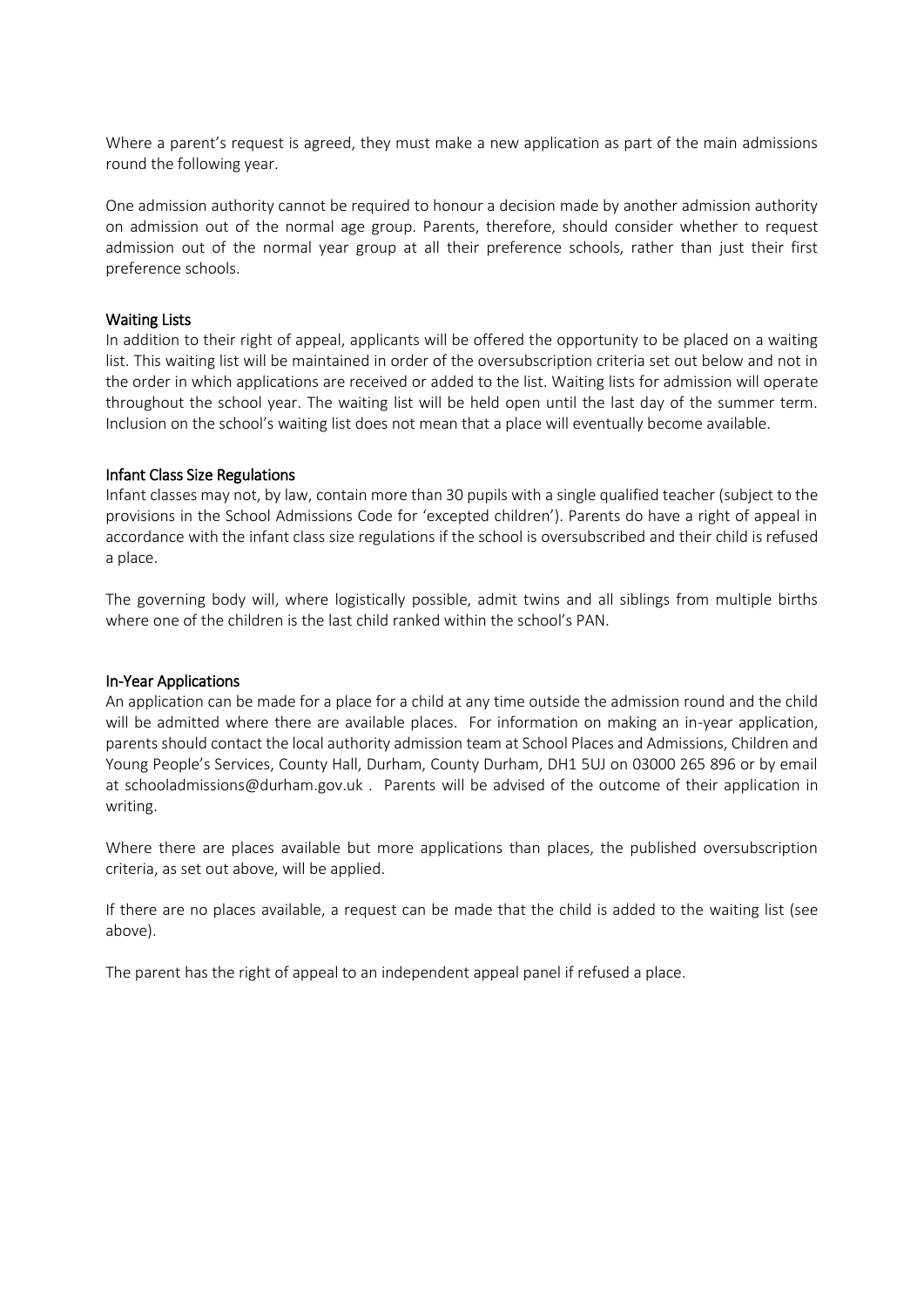Where a parent's request is agreed, they must make a new application as part of the main admissions round the following year.

One admission authority cannot be required to honour a decision made by another admission authority on admission out of the normal age group. Parents, therefore, should consider whether to request admission out of the normal year group at all their preference schools, rather than just their first preference schools.

## Waiting Lists

In addition to their right of appeal, applicants will be offered the opportunity to be placed on a waiting list. This waiting list will be maintained in order of the oversubscription criteria set out below and not in the order in which applications are received or added to the list. Waiting lists for admission will operate throughout the school year. The waiting list will be held open until the last day of the summer term. Inclusion on the school's waiting list does not mean that a place will eventually become available.

## Infant Class Size Regulations

Infant classes may not, by law, contain more than 30 pupils with a single qualified teacher (subject to the provisions in the School Admissions Code for 'excepted children'). Parents do have a right of appeal in accordance with the infant class size regulations if the school is oversubscribed and their child is refused a place.

The governing body will, where logistically possible, admit twins and all siblings from multiple births where one of the children is the last child ranked within the school's PAN.

## In-Year Applications

An application can be made for a place for a child at any time outside the admission round and the child will be admitted where there are available places. For information on making an in-year application, parents should contact the local authority admission team at School Places and Admissions, Children and Young People's Services, County Hall, Durham, County Durham, DH1 5UJ on 03000 265 896 or by email at schooladmissions@durham.gov.uk . Parents will be advised of the outcome of their application in writing.

Where there are places available but more applications than places, the published oversubscription criteria, as set out above, will be applied.

If there are no places available, a request can be made that the child is added to the waiting list (see above).

The parent has the right of appeal to an independent appeal panel if refused a place.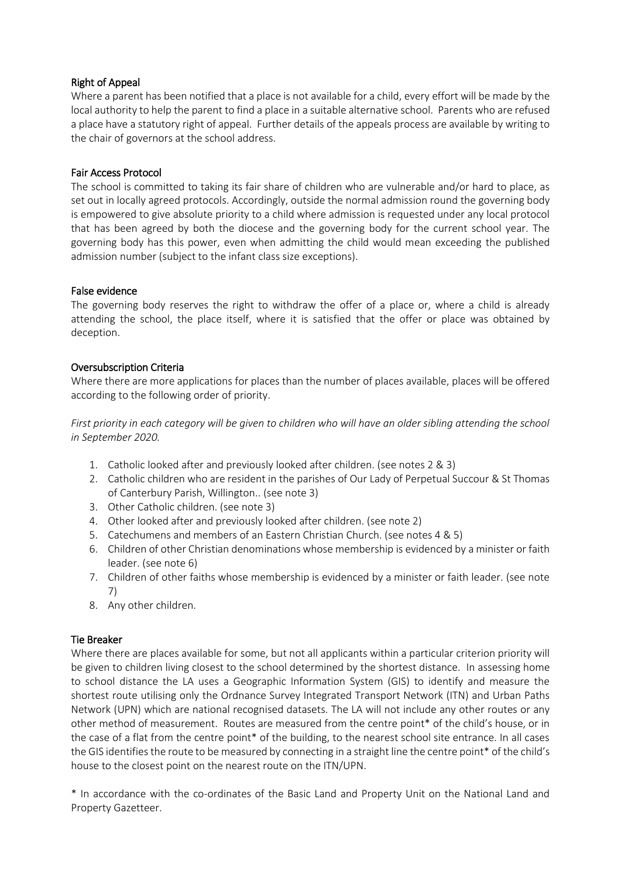### Right of Appeal

Where a parent has been notified that a place is not available for a child, every effort will be made by the local authority to help the parent to find a place in a suitable alternative school. Parents who are refused a place have a statutory right of appeal. Further details of the appeals process are available by writing to the chair of governors at the school address.

### Fair Access Protocol

The school is committed to taking its fair share of children who are vulnerable and/or hard to place, as set out in locally agreed protocols. Accordingly, outside the normal admission round the governing body is empowered to give absolute priority to a child where admission is requested under any local protocol that has been agreed by both the diocese and the governing body for the current school year. The governing body has this power, even when admitting the child would mean exceeding the published admission number (subject to the infant class size exceptions).

### False evidence

The governing body reserves the right to withdraw the offer of a place or, where a child is already attending the school, the place itself, where it is satisfied that the offer or place was obtained by deception.

### Oversubscription Criteria

Where there are more applications for places than the number of places available, places will be offered according to the following order of priority.

*First priority in each category will be given to children who will have an older sibling attending the school in September 2020.*

1. Catholic looked after and previously looked after children. (see notes 2 & 3)
2. Catholic children who are resident in the parishes of Our Lady of Perpetual Succour & St Thomas of Canterbury Parish, Willington.. (see note 3)
3. Other Catholic children. (see note 3)
4. Other looked after and previously looked after children. (see note 2)
5. Catechumens and members of an Eastern Christian Church. (see notes 4 & 5)
6. Children of other Christian denominations whose membership is evidenced by a minister or faith leader. (see note 6)
7. Children of other faiths whose membership is evidenced by a minister or faith leader. (see note 7)
8. Any other children.

### Tie Breaker

Where there are places available for some, but not all applicants within a particular criterion priority will be given to children living closest to the school determined by the shortest distance. In assessing home to school distance the LA uses a Geographic Information System (GIS) to identify and measure the shortest route utilising only the Ordnance Survey Integrated Transport Network (ITN) and Urban Paths Network (UPN) which are national recognised datasets. The LA will not include any other routes or any other method of measurement. Routes are measured from the centre point* of the child's house, or in the case of a flat from the centre point* of the building, to the nearest school site entrance. In all cases the GIS identifies the route to be measured by connecting in a straight line the centre point* of the child's house to the closest point on the nearest route on the ITN/UPN.

* In accordance with the co-ordinates of the Basic Land and Property Unit on the National Land and Property Gazetteer.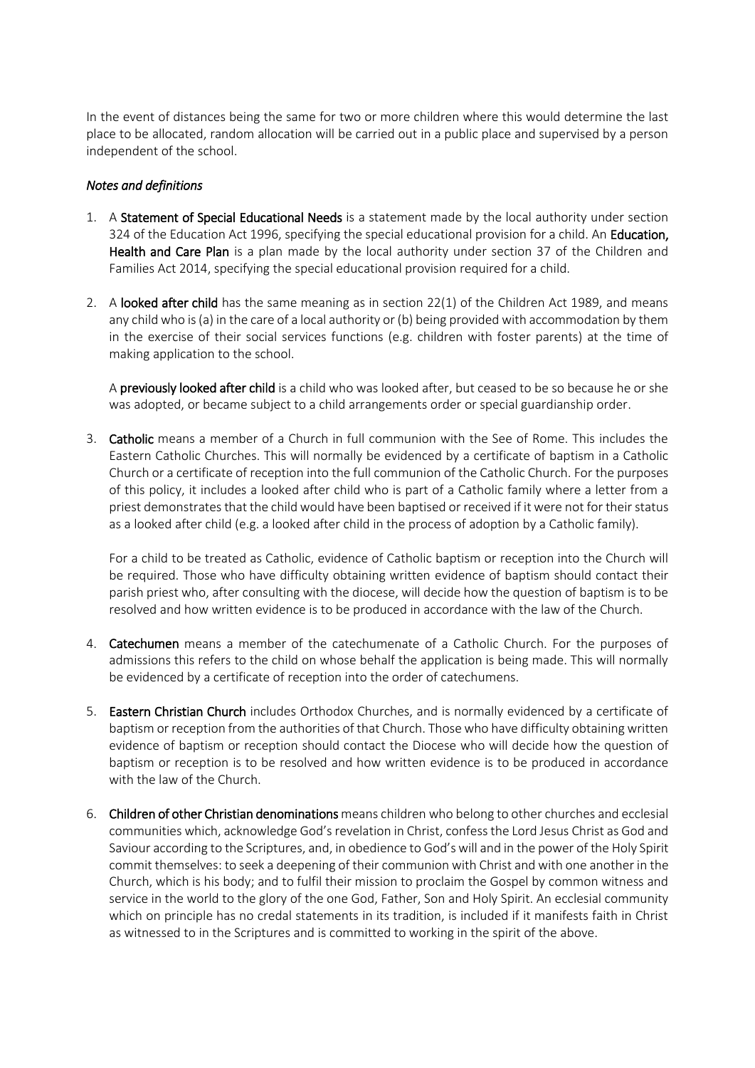In the event of distances being the same for two or more children where this would determine the last place to be allocated, random allocation will be carried out in a public place and supervised by a person independent of the school.

*Notes and definitions*

1. A **Statement of Special Educational Needs** is a statement made by the local authority under section 324 of the Education Act 1996, specifying the special educational provision for a child. An **Education, Health and Care Plan** is a plan made by the local authority under section 37 of the Children and Families Act 2014, specifying the special educational provision required for a child.

2. A **looked after child** has the same meaning as in section 22(1) of the Children Act 1989, and means any child who is (a) in the care of a local authority or (b) being provided with accommodation by them in the exercise of their social services functions (e.g. children with foster parents) at the time of making application to the school.

   A **previously looked after child** is a child who was looked after, but ceased to be so because he or she was adopted, or became subject to a child arrangements order or special guardianship order.

3. **Catholic** means a member of a Church in full communion with the See of Rome. This includes the Eastern Catholic Churches. This will normally be evidenced by a certificate of baptism in a Catholic Church or a certificate of reception into the full communion of the Catholic Church. For the purposes of this policy, it includes a looked after child who is part of a Catholic family where a letter from a priest demonstrates that the child would have been baptised or received if it were not for their status as a looked after child (e.g. a looked after child in the process of adoption by a Catholic family).

   For a child to be treated as Catholic, evidence of Catholic baptism or reception into the Church will be required. Those who have difficulty obtaining written evidence of baptism should contact their parish priest who, after consulting with the diocese, will decide how the question of baptism is to be resolved and how written evidence is to be produced in accordance with the law of the Church.

4. **Catechumen** means a member of the catechumenate of a Catholic Church. For the purposes of admissions this refers to the child on whose behalf the application is being made. This will normally be evidenced by a certificate of reception into the order of catechumens.

5. **Eastern Christian Church** includes Orthodox Churches, and is normally evidenced by a certificate of baptism or reception from the authorities of that Church. Those who have difficulty obtaining written evidence of baptism or reception should contact the Diocese who will decide how the question of baptism or reception is to be resolved and how written evidence is to be produced in accordance with the law of the Church.

6. **Children of other Christian denominations** means children who belong to other churches and ecclesial communities which, acknowledge God's revelation in Christ, confess the Lord Jesus Christ as God and Saviour according to the Scriptures, and, in obedience to God's will and in the power of the Holy Spirit commit themselves: to seek a deepening of their communion with Christ and with one another in the Church, which is his body; and to fulfil their mission to proclaim the Gospel by common witness and service in the world to the glory of the one God, Father, Son and Holy Spirit. An ecclesial community which on principle has no credal statements in its tradition, is included if it manifests faith in Christ as witnessed to in the Scriptures and is committed to working in the spirit of the above.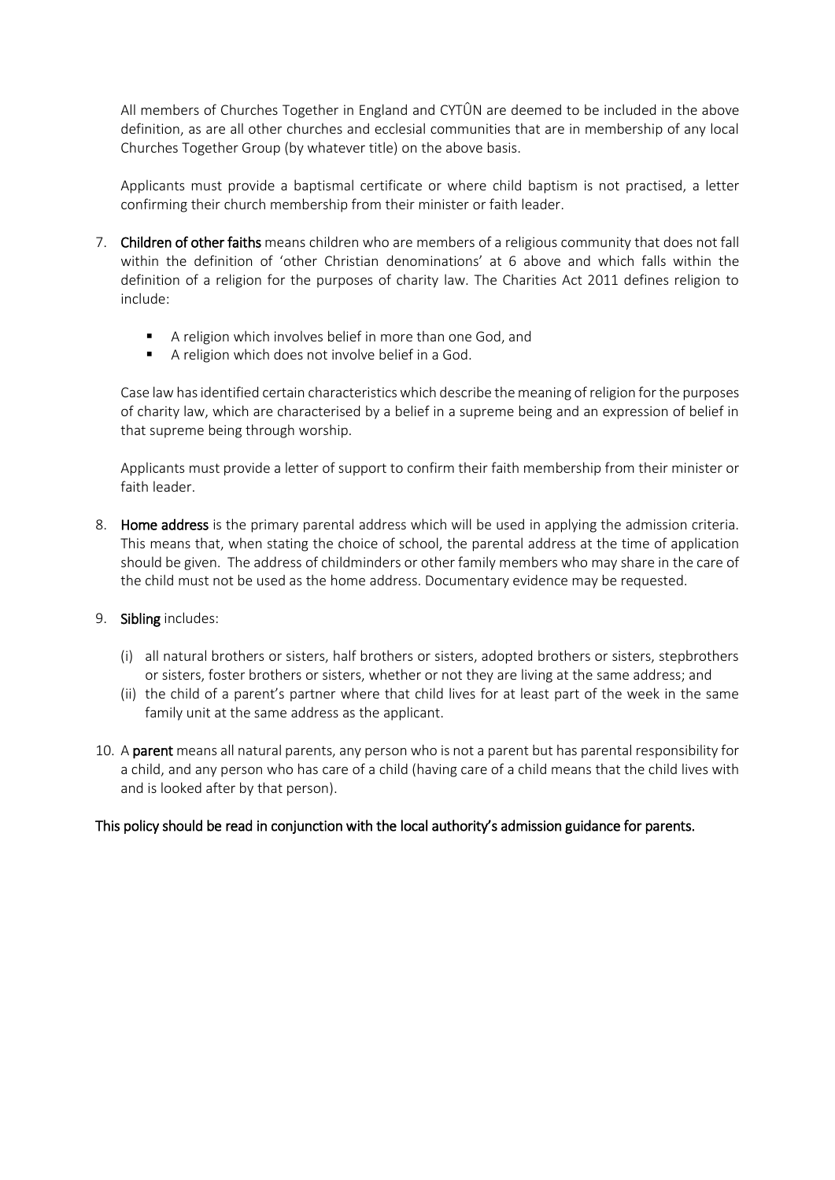All members of Churches Together in England and CYTÛN are deemed to be included in the above definition, as are all other churches and ecclesial communities that are in membership of any local Churches Together Group (by whatever title) on the above basis.

Applicants must provide a baptismal certificate or where child baptism is not practised, a letter confirming their church membership from their minister or faith leader.

7. **Children of other faiths** means children who are members of a religious community that does not fall within the definition of 'other Christian denominations' at 6 above and which falls within the definition of a religion for the purposes of charity law. The Charities Act 2011 defines religion to include:

   - A religion which involves belief in more than one God, and
   - A religion which does not involve belief in a God.

   Case law has identified certain characteristics which describe the meaning of religion for the purposes of charity law, which are characterised by a belief in a supreme being and an expression of belief in that supreme being through worship.

   Applicants must provide a letter of support to confirm their faith membership from their minister or faith leader.

8. **Home address** is the primary parental address which will be used in applying the admission criteria. This means that, when stating the choice of school, the parental address at the time of application should be given. The address of childminders or other family members who may share in the care of the child must not be used as the home address. Documentary evidence may be requested.

9. **Sibling** includes:

   (i) all natural brothers or sisters, half brothers or sisters, adopted brothers or sisters, stepbrothers or sisters, foster brothers or sisters, whether or not they are living at the same address; and

   (ii) the child of a parent's partner where that child lives for at least part of the week in the same family unit at the same address as the applicant.

10. A **parent** means all natural parents, any person who is not a parent but has parental responsibility for a child, and any person who has care of a child (having care of a child means that the child lives with and is looked after by that person).

**This policy should be read in conjunction with the local authority's admission guidance for parents.**